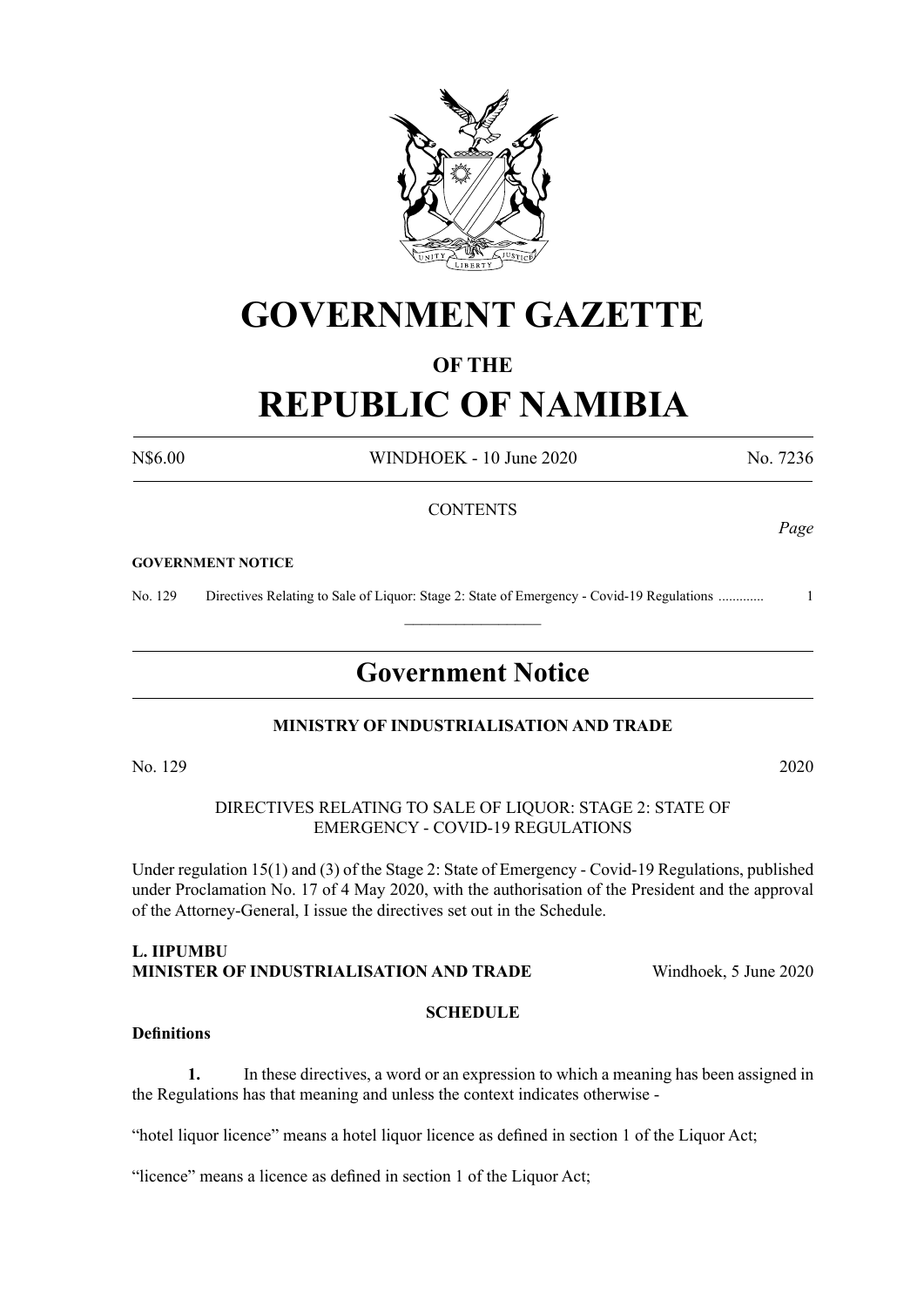# GOVERNMENT GAZETTE

## OF THE

# REPUBLIC OF NAMIBIA

N$6.00 WINDHOEK - 10 June 2020 No. 7236

CONTENTS

*Page*

**GOVERNMENT NOTICE**

No. 129 Directives Relating to Sale of Liquor: Stage 2: State of Emergency - Covid-19 Regulations ............ 1

---

## Government Notice

### MINISTRY OF INDUSTRIALISATION AND TRADE

No. 129 2020

DIRECTIVES RELATING TO SALE OF LIQUOR: STAGE 2: STATE OF EMERGENCY - COVID-19 REGULATIONS

Under regulation 15(1) and (3) of the Stage 2: State of Emergency - Covid-19 Regulations, published under Proclamation No. 17 of 4 May 2020, with the authorisation of the President and the approval of the Attorney-General, I issue the directives set out in the Schedule.

**L. IIPUMBU**
**MINISTER OF INDUSTRIALISATION AND TRADE** Windhoek, 5 June 2020

**SCHEDULE**

**Definitions**

**1.** In these directives, a word or an expression to which a meaning has been assigned in the Regulations has that meaning and unless the context indicates otherwise -

"hotel liquor licence" means a hotel liquor licence as defined in section 1 of the Liquor Act;

"licence" means a licence as defined in section 1 of the Liquor Act;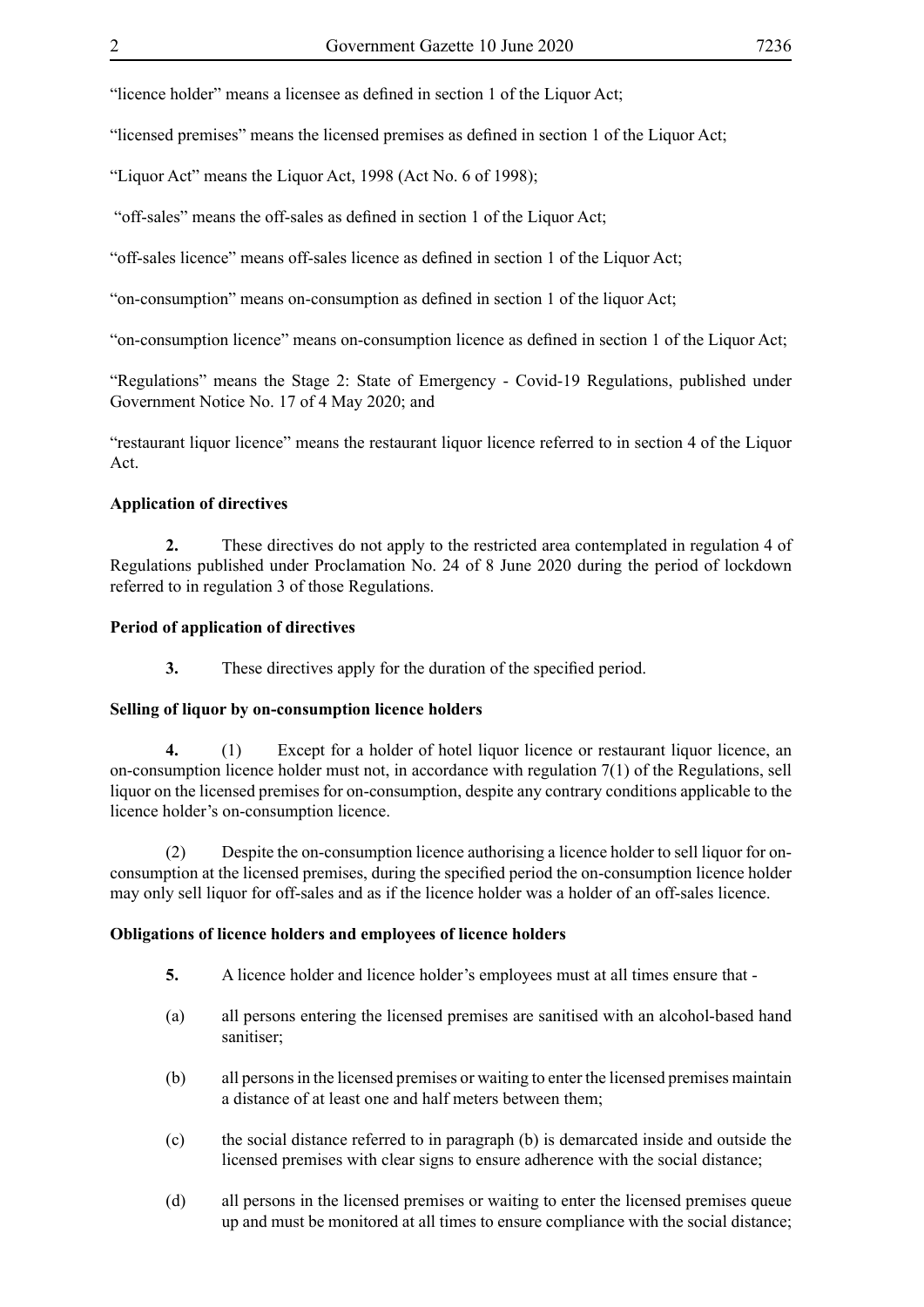"licence holder" means a licensee as defined in section 1 of the Liquor Act;

"licensed premises" means the licensed premises as defined in section 1 of the Liquor Act;

"Liquor Act" means the Liquor Act, 1998 (Act No. 6 of 1998);

"off-sales" means the off-sales as defined in section 1 of the Liquor Act;

"off-sales licence" means off-sales licence as defined in section 1 of the Liquor Act;

"on-consumption" means on-consumption as defined in section 1 of the liquor Act;

"on-consumption licence" means on-consumption licence as defined in section 1 of the Liquor Act;

"Regulations" means the Stage 2: State of Emergency - Covid-19 Regulations, published under Government Notice No. 17 of 4 May 2020; and

"restaurant liquor licence" means the restaurant liquor licence referred to in section 4 of the Liquor Act.

**Application of directives**

**2.** These directives do not apply to the restricted area contemplated in regulation 4 of Regulations published under Proclamation No. 24 of 8 June 2020 during the period of lockdown referred to in regulation 3 of those Regulations.

**Period of application of directives**

**3.** These directives apply for the duration of the specified period.

**Selling of liquor by on-consumption licence holders**

**4.** (1) Except for a holder of hotel liquor licence or restaurant liquor licence, an on-consumption licence holder must not, in accordance with regulation 7(1) of the Regulations, sell liquor on the licensed premises for on-consumption, despite any contrary conditions applicable to the licence holder's on-consumption licence.

(2) Despite the on-consumption licence authorising a licence holder to sell liquor for on-consumption at the licensed premises, during the specified period the on-consumption licence holder may only sell liquor for off-sales and as if the licence holder was a holder of an off-sales licence.

**Obligations of licence holders and employees of licence holders**

**5.** A licence holder and licence holder's employees must at all times ensure that -

(a) all persons entering the licensed premises are sanitised with an alcohol-based hand sanitiser;

(b) all persons in the licensed premises or waiting to enter the licensed premises maintain a distance of at least one and half meters between them;

(c) the social distance referred to in paragraph (b) is demarcated inside and outside the licensed premises with clear signs to ensure adherence with the social distance;

(d) all persons in the licensed premises or waiting to enter the licensed premises queue up and must be monitored at all times to ensure compliance with the social distance;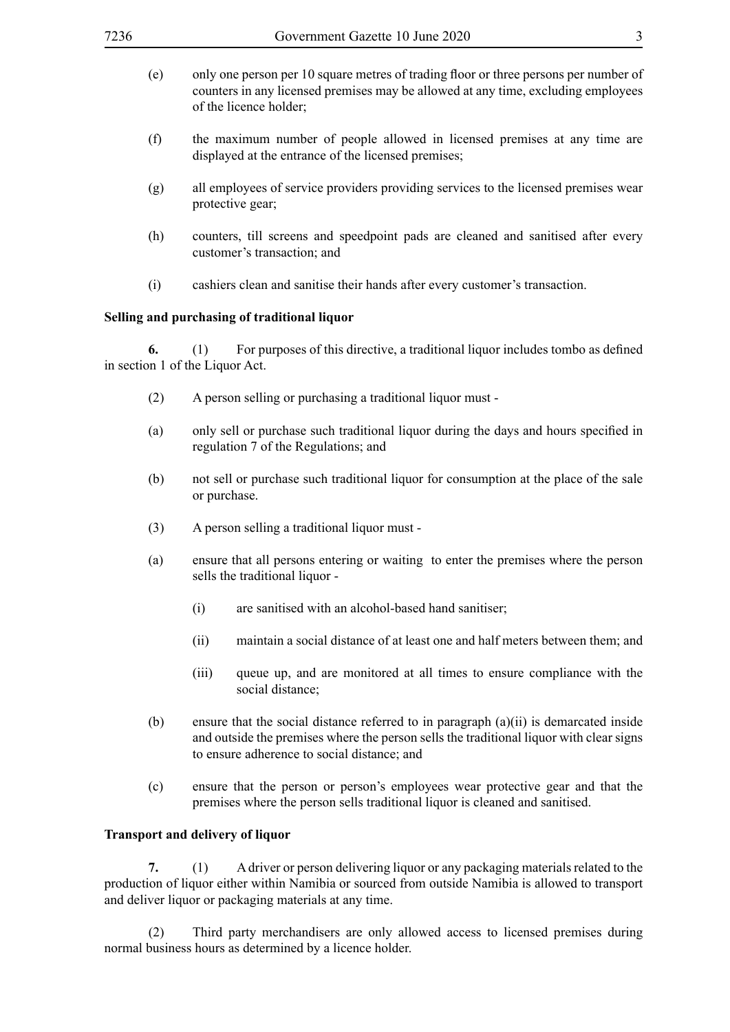(e) only one person per 10 square metres of trading floor or three persons per number of counters in any licensed premises may be allowed at any time, excluding employees of the licence holder;

(f) the maximum number of people allowed in licensed premises at any time are displayed at the entrance of the licensed premises;

(g) all employees of service providers providing services to the licensed premises wear protective gear;

(h) counters, till screens and speedpoint pads are cleaned and sanitised after every customer's transaction; and

(i) cashiers clean and sanitise their hands after every customer's transaction.

**Selling and purchasing of traditional liquor**

**6.** (1) For purposes of this directive, a traditional liquor includes tombo as defined in section 1 of the Liquor Act.

(2) A person selling or purchasing a traditional liquor must -

(a) only sell or purchase such traditional liquor during the days and hours specified in regulation 7 of the Regulations; and

(b) not sell or purchase such traditional liquor for consumption at the place of the sale or purchase.

(3) A person selling a traditional liquor must -

(a) ensure that all persons entering or waiting to enter the premises where the person sells the traditional liquor -

  (i) are sanitised with an alcohol-based hand sanitiser;

  (ii) maintain a social distance of at least one and half meters between them; and

  (iii) queue up, and are monitored at all times to ensure compliance with the social distance;

(b) ensure that the social distance referred to in paragraph (a)(ii) is demarcated inside and outside the premises where the person sells the traditional liquor with clear signs to ensure adherence to social distance; and

(c) ensure that the person or person's employees wear protective gear and that the premises where the person sells traditional liquor is cleaned and sanitised.

**Transport and delivery of liquor**

**7.** (1) A driver or person delivering liquor or any packaging materials related to the production of liquor either within Namibia or sourced from outside Namibia is allowed to transport and deliver liquor or packaging materials at any time.

(2) Third party merchandisers are only allowed access to licensed premises during normal business hours as determined by a licence holder.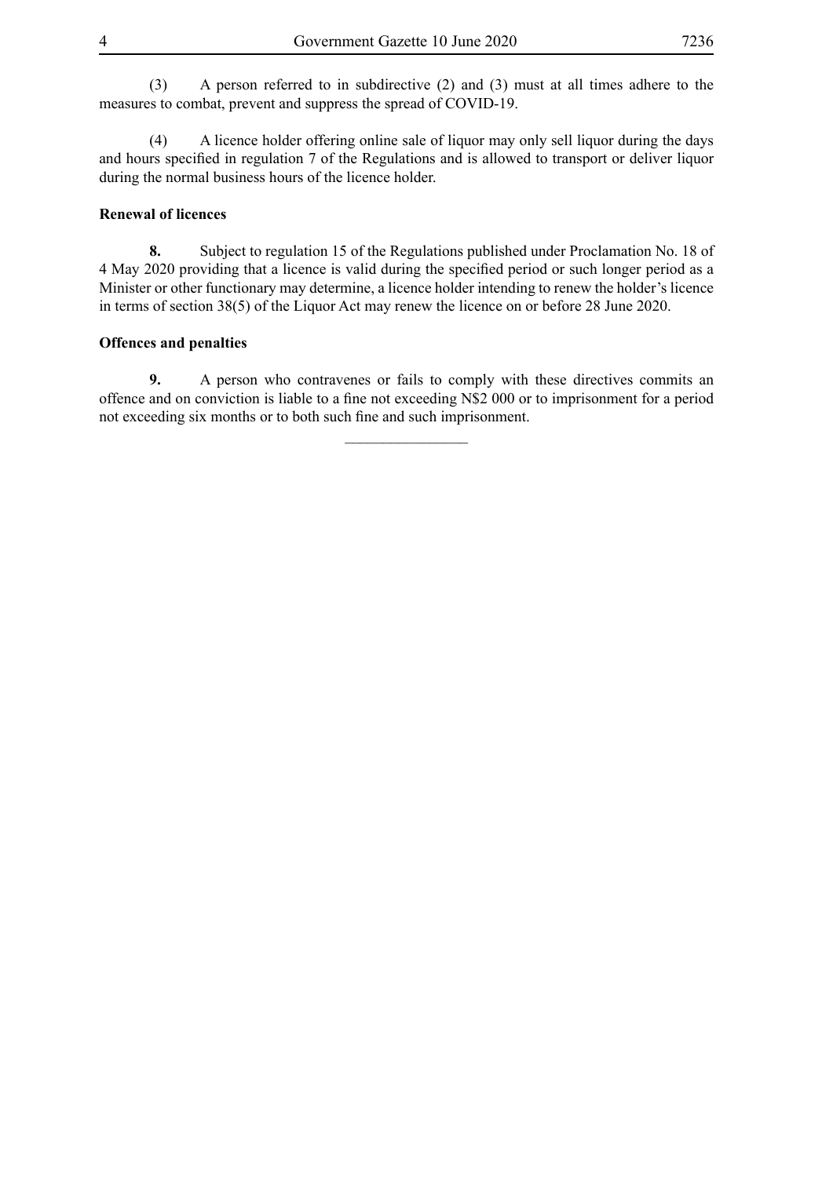(3) A person referred to in subdirective (2) and (3) must at all times adhere to the measures to combat, prevent and suppress the spread of COVID-19.

(4) A licence holder offering online sale of liquor may only sell liquor during the days and hours specified in regulation 7 of the Regulations and is allowed to transport or deliver liquor during the normal business hours of the licence holder.

**Renewal of licences**

**8.** Subject to regulation 15 of the Regulations published under Proclamation No. 18 of 4 May 2020 providing that a licence is valid during the specified period or such longer period as a Minister or other functionary may determine, a licence holder intending to renew the holder's licence in terms of section 38(5) of the Liquor Act may renew the licence on or before 28 June 2020.

**Offences and penalties**

**9.** A person who contravenes or fails to comply with these directives commits an offence and on conviction is liable to a fine not exceeding N$2 000 or to imprisonment for a period not exceeding six months or to both such fine and such imprisonment.

________________